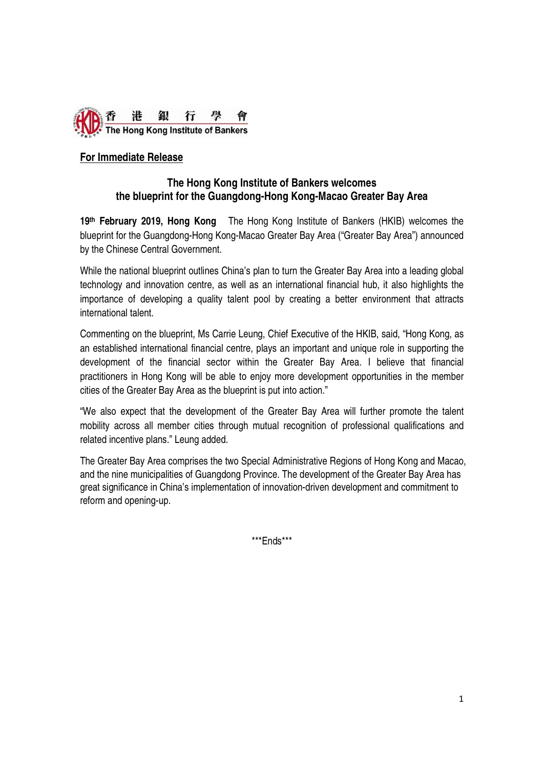香港銀行學會
The Hong Kong Institute of Bankers

**For Immediate Release**

## The Hong Kong Institute of Bankers welcomes the blueprint for the Guangdong-Hong Kong-Macao Greater Bay Area

**19th February 2019, Hong Kong** The Hong Kong Institute of Bankers (HKIB) welcomes the blueprint for the Guangdong-Hong Kong-Macao Greater Bay Area ("Greater Bay Area") announced by the Chinese Central Government.

While the national blueprint outlines China's plan to turn the Greater Bay Area into a leading global technology and innovation centre, as well as an international financial hub, it also highlights the importance of developing a quality talent pool by creating a better environment that attracts international talent.

Commenting on the blueprint, Ms Carrie Leung, Chief Executive of the HKIB, said, "Hong Kong, as an established international financial centre, plays an important and unique role in supporting the development of the financial sector within the Greater Bay Area. I believe that financial practitioners in Hong Kong will be able to enjoy more development opportunities in the member cities of the Greater Bay Area as the blueprint is put into action."

"We also expect that the development of the Greater Bay Area will further promote the talent mobility across all member cities through mutual recognition of professional qualifications and related incentive plans." Leung added.

The Greater Bay Area comprises the two Special Administrative Regions of Hong Kong and Macao, and the nine municipalities of Guangdong Province. The development of the Greater Bay Area has great significance in China's implementation of innovation-driven development and commitment to reform and opening-up.

***Ends***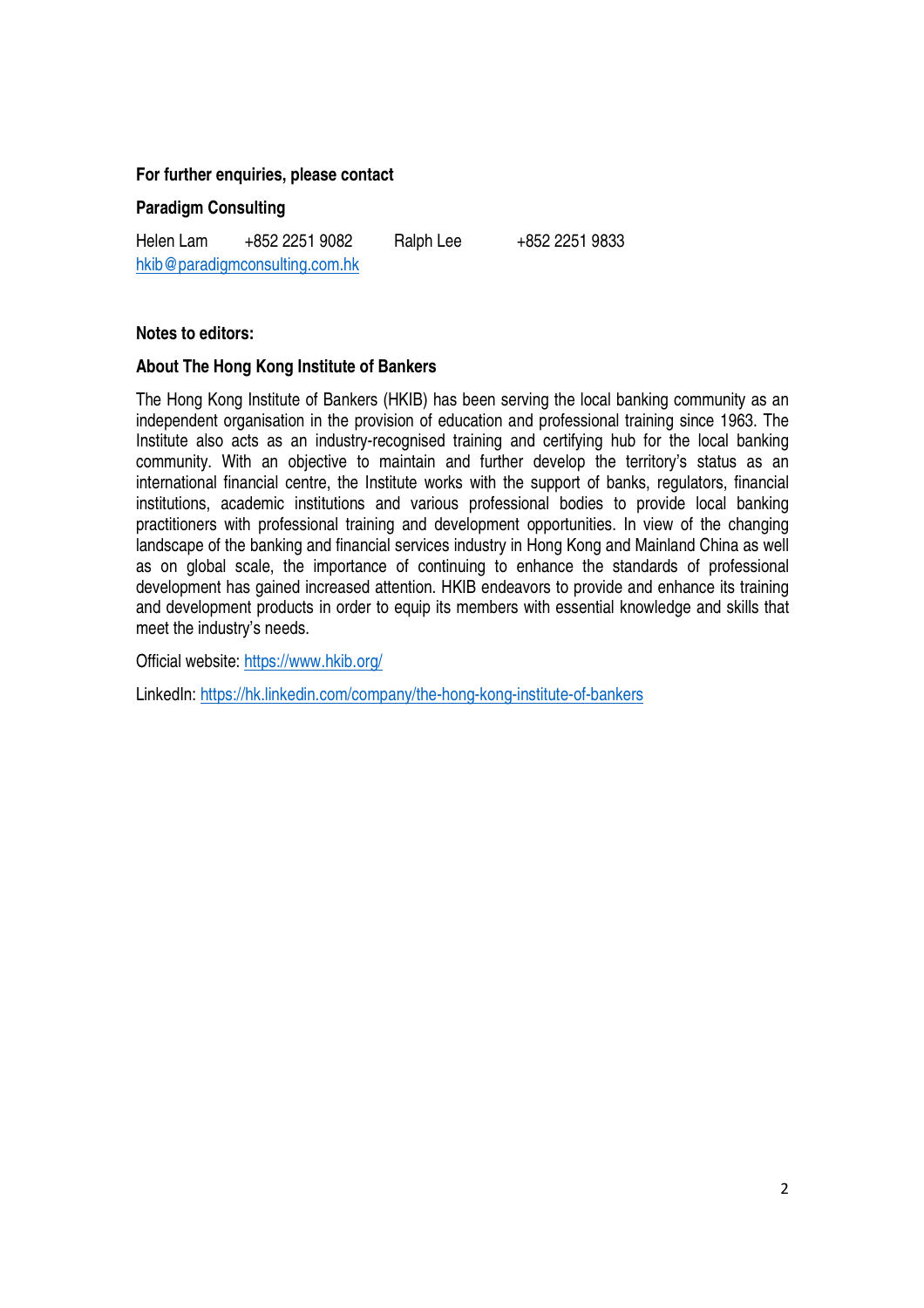**For further enquiries, please contact**

**Paradigm Consulting**

Helen Lam +852 2251 9082 Ralph Lee +852 2251 9833
hkib@paradigmconsulting.com.hk

**Notes to editors:**

**About The Hong Kong Institute of Bankers**

The Hong Kong Institute of Bankers (HKIB) has been serving the local banking community as an independent organisation in the provision of education and professional training since 1963. The Institute also acts as an industry-recognised training and certifying hub for the local banking community. With an objective to maintain and further develop the territory's status as an international financial centre, the Institute works with the support of banks, regulators, financial institutions, academic institutions and various professional bodies to provide local banking practitioners with professional training and development opportunities. In view of the changing landscape of the banking and financial services industry in Hong Kong and Mainland China as well as on global scale, the importance of continuing to enhance the standards of professional development has gained increased attention. HKIB endeavors to provide and enhance its training and development products in order to equip its members with essential knowledge and skills that meet the industry's needs.

Official website: https://www.hkib.org/

LinkedIn: https://hk.linkedin.com/company/the-hong-kong-institute-of-bankers